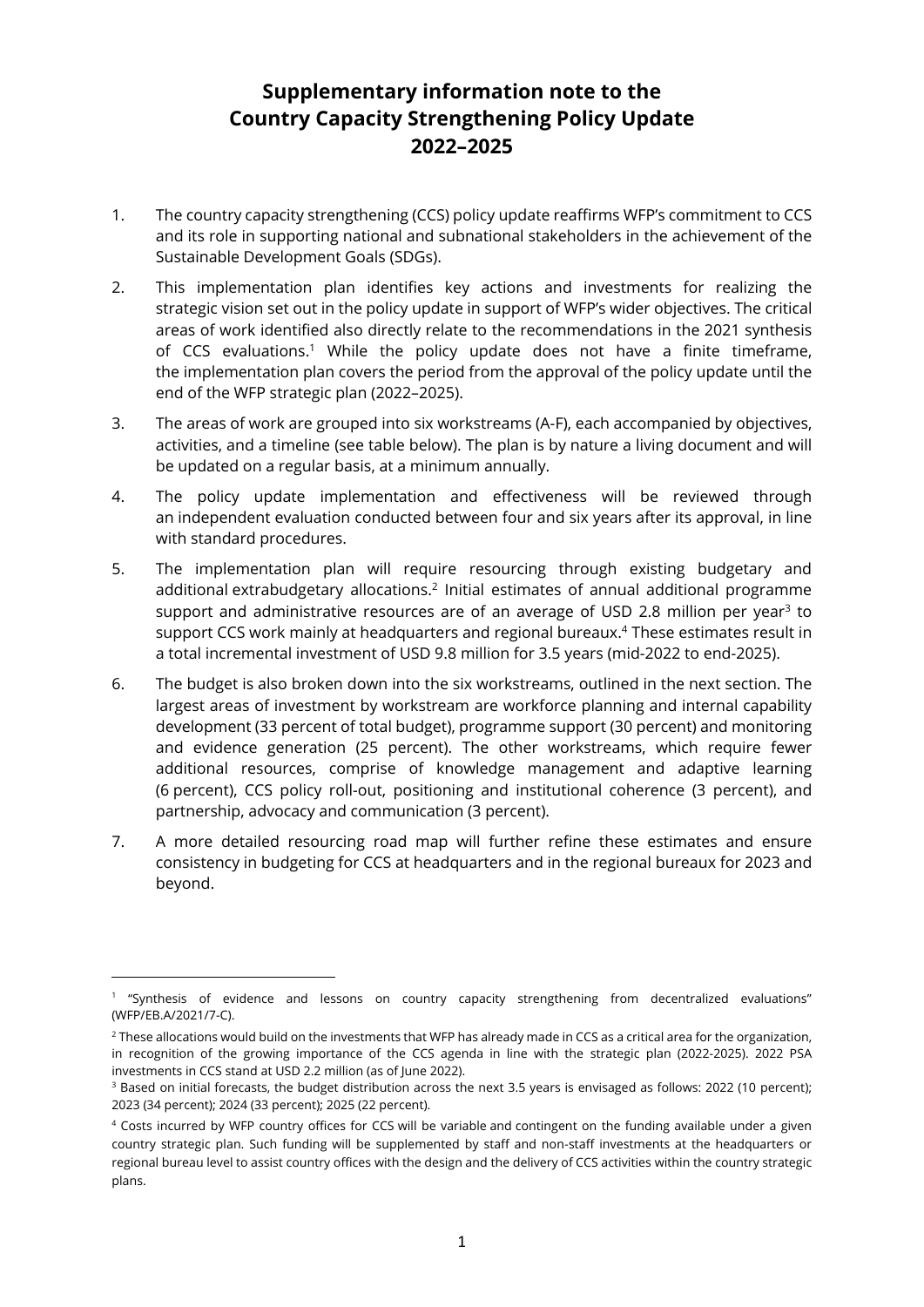# Supplementary information note to the Country Capacity Strengthening Policy Update 2022–2025

1. The country capacity strengthening (CCS) policy update reaffirms WFP's commitment to CCS and its role in supporting national and subnational stakeholders in the achievement of the Sustainable Development Goals (SDGs).

2. This implementation plan identifies key actions and investments for realizing the strategic vision set out in the policy update in support of WFP's wider objectives. The critical areas of work identified also directly relate to the recommendations in the 2021 synthesis of CCS evaluations.[1] While the policy update does not have a finite timeframe, the implementation plan covers the period from the approval of the policy update until the end of the WFP strategic plan (2022–2025).

3. The areas of work are grouped into six workstreams (A-F), each accompanied by objectives, activities, and a timeline (see table below). The plan is by nature a living document and will be updated on a regular basis, at a minimum annually.

4. The policy update implementation and effectiveness will be reviewed through an independent evaluation conducted between four and six years after its approval, in line with standard procedures.

5. The implementation plan will require resourcing through existing budgetary and additional extrabudgetary allocations.[2] Initial estimates of annual additional programme support and administrative resources are of an average of USD 2.8 million per year[3] to support CCS work mainly at headquarters and regional bureaux.[4] These estimates result in a total incremental investment of USD 9.8 million for 3.5 years (mid-2022 to end-2025).

6. The budget is also broken down into the six workstreams, outlined in the next section. The largest areas of investment by workstream are workforce planning and internal capability development (33 percent of total budget), programme support (30 percent) and monitoring and evidence generation (25 percent). The other workstreams, which require fewer additional resources, comprise of knowledge management and adaptive learning (6 percent), CCS policy roll-out, positioning and institutional coherence (3 percent), and partnership, advocacy and communication (3 percent).

7. A more detailed resourcing road map will further refine these estimates and ensure consistency in budgeting for CCS at headquarters and in the regional bureaux for 2023 and beyond.

---

[1] "Synthesis of evidence and lessons on country capacity strengthening from decentralized evaluations" (WFP/EB.A/2021/7-C).

[2] These allocations would build on the investments that WFP has already made in CCS as a critical area for the organization, in recognition of the growing importance of the CCS agenda in line with the strategic plan (2022-2025). 2022 PSA investments in CCS stand at USD 2.2 million (as of June 2022).

[3] Based on initial forecasts, the budget distribution across the next 3.5 years is envisaged as follows: 2022 (10 percent); 2023 (34 percent); 2024 (33 percent); 2025 (22 percent).

[4] Costs incurred by WFP country offices for CCS will be variable and contingent on the funding available under a given country strategic plan. Such funding will be supplemented by staff and non-staff investments at the headquarters or regional bureau level to assist country offices with the design and the delivery of CCS activities within the country strategic plans.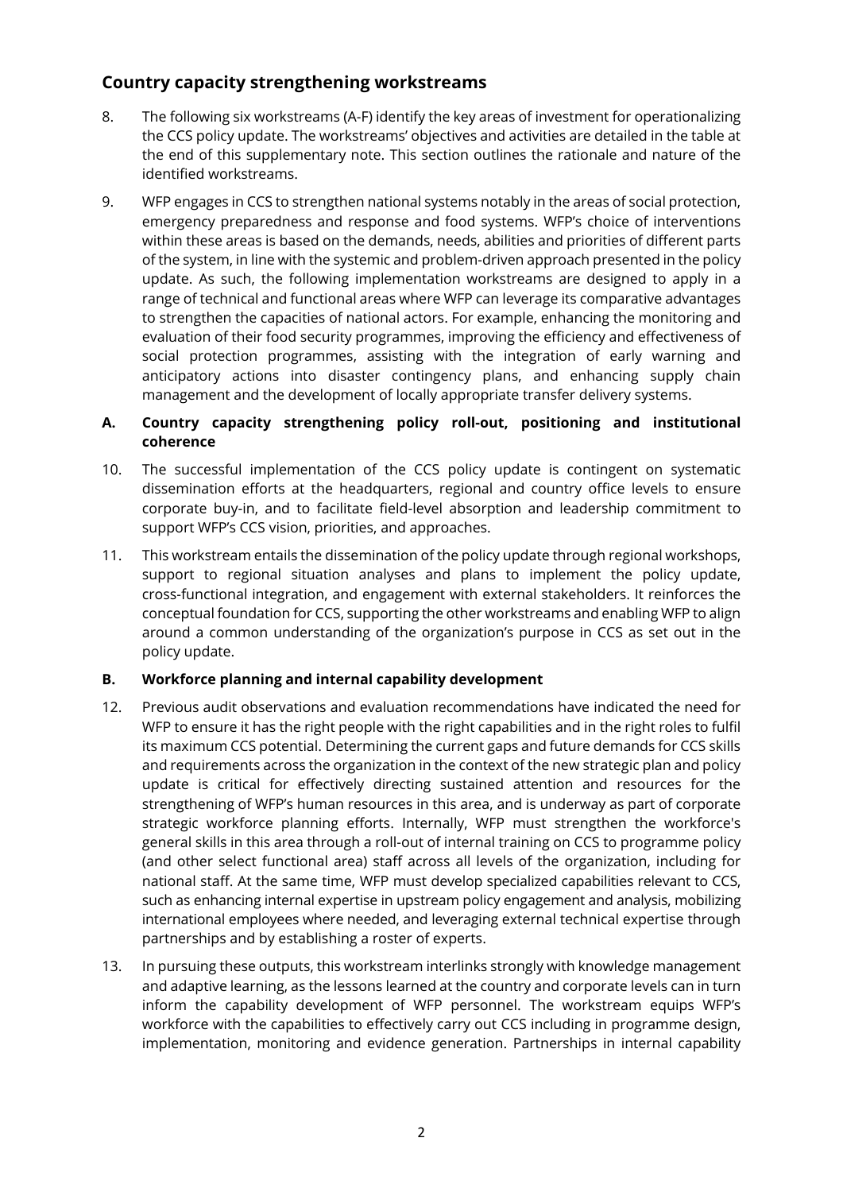## Country capacity strengthening workstreams

8. The following six workstreams (A-F) identify the key areas of investment for operationalizing the CCS policy update. The workstreams' objectives and activities are detailed in the table at the end of this supplementary note. This section outlines the rationale and nature of the identified workstreams.

9. WFP engages in CCS to strengthen national systems notably in the areas of social protection, emergency preparedness and response and food systems. WFP's choice of interventions within these areas is based on the demands, needs, abilities and priorities of different parts of the system, in line with the systemic and problem-driven approach presented in the policy update. As such, the following implementation workstreams are designed to apply in a range of technical and functional areas where WFP can leverage its comparative advantages to strengthen the capacities of national actors. For example, enhancing the monitoring and evaluation of their food security programmes, improving the efficiency and effectiveness of social protection programmes, assisting with the integration of early warning and anticipatory actions into disaster contingency plans, and enhancing supply chain management and the development of locally appropriate transfer delivery systems.

### A. Country capacity strengthening policy roll-out, positioning and institutional coherence

10. The successful implementation of the CCS policy update is contingent on systematic dissemination efforts at the headquarters, regional and country office levels to ensure corporate buy-in, and to facilitate field-level absorption and leadership commitment to support WFP's CCS vision, priorities, and approaches.

11. This workstream entails the dissemination of the policy update through regional workshops, support to regional situation analyses and plans to implement the policy update, cross-functional integration, and engagement with external stakeholders. It reinforces the conceptual foundation for CCS, supporting the other workstreams and enabling WFP to align around a common understanding of the organization's purpose in CCS as set out in the policy update.

### B. Workforce planning and internal capability development

12. Previous audit observations and evaluation recommendations have indicated the need for WFP to ensure it has the right people with the right capabilities and in the right roles to fulfil its maximum CCS potential. Determining the current gaps and future demands for CCS skills and requirements across the organization in the context of the new strategic plan and policy update is critical for effectively directing sustained attention and resources for the strengthening of WFP's human resources in this area, and is underway as part of corporate strategic workforce planning efforts. Internally, WFP must strengthen the workforce's general skills in this area through a roll-out of internal training on CCS to programme policy (and other select functional area) staff across all levels of the organization, including for national staff. At the same time, WFP must develop specialized capabilities relevant to CCS, such as enhancing internal expertise in upstream policy engagement and analysis, mobilizing international employees where needed, and leveraging external technical expertise through partnerships and by establishing a roster of experts.

13. In pursuing these outputs, this workstream interlinks strongly with knowledge management and adaptive learning, as the lessons learned at the country and corporate levels can in turn inform the capability development of WFP personnel. The workstream equips WFP's workforce with the capabilities to effectively carry out CCS including in programme design, implementation, monitoring and evidence generation. Partnerships in internal capability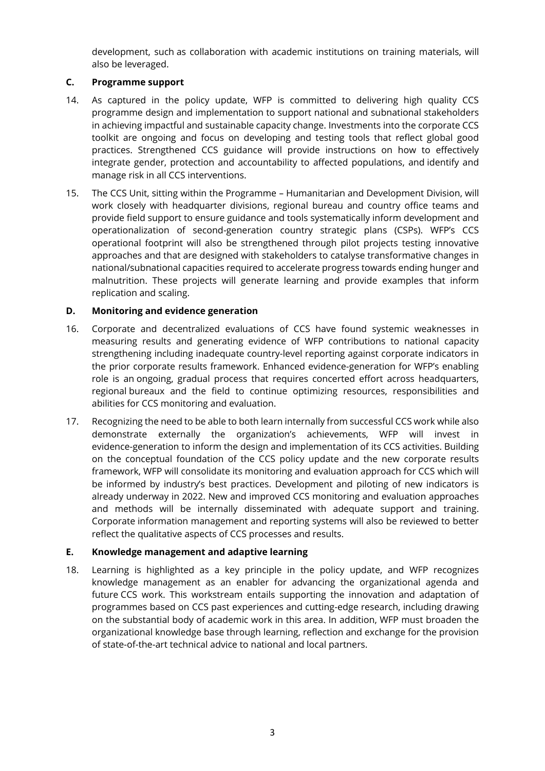development, such as collaboration with academic institutions on training materials, will also be leveraged.

### C. Programme support

14. As captured in the policy update, WFP is committed to delivering high quality CCS programme design and implementation to support national and subnational stakeholders in achieving impactful and sustainable capacity change. Investments into the corporate CCS toolkit are ongoing and focus on developing and testing tools that reflect global good practices. Strengthened CCS guidance will provide instructions on how to effectively integrate gender, protection and accountability to affected populations, and identify and manage risk in all CCS interventions.

15. The CCS Unit, sitting within the Programme – Humanitarian and Development Division, will work closely with headquarter divisions, regional bureau and country office teams and provide field support to ensure guidance and tools systematically inform development and operationalization of second-generation country strategic plans (CSPs). WFP's CCS operational footprint will also be strengthened through pilot projects testing innovative approaches and that are designed with stakeholders to catalyse transformative changes in national/subnational capacities required to accelerate progress towards ending hunger and malnutrition. These projects will generate learning and provide examples that inform replication and scaling.

### D. Monitoring and evidence generation

16. Corporate and decentralized evaluations of CCS have found systemic weaknesses in measuring results and generating evidence of WFP contributions to national capacity strengthening including inadequate country-level reporting against corporate indicators in the prior corporate results framework. Enhanced evidence-generation for WFP's enabling role is an ongoing, gradual process that requires concerted effort across headquarters, regional bureaux and the field to continue optimizing resources, responsibilities and abilities for CCS monitoring and evaluation.

17. Recognizing the need to be able to both learn internally from successful CCS work while also demonstrate externally the organization's achievements, WFP will invest in evidence-generation to inform the design and implementation of its CCS activities. Building on the conceptual foundation of the CCS policy update and the new corporate results framework, WFP will consolidate its monitoring and evaluation approach for CCS which will be informed by industry's best practices. Development and piloting of new indicators is already underway in 2022. New and improved CCS monitoring and evaluation approaches and methods will be internally disseminated with adequate support and training. Corporate information management and reporting systems will also be reviewed to better reflect the qualitative aspects of CCS processes and results.

### E. Knowledge management and adaptive learning

18. Learning is highlighted as a key principle in the policy update, and WFP recognizes knowledge management as an enabler for advancing the organizational agenda and future CCS work. This workstream entails supporting the innovation and adaptation of programmes based on CCS past experiences and cutting-edge research, including drawing on the substantial body of academic work in this area. In addition, WFP must broaden the organizational knowledge base through learning, reflection and exchange for the provision of state-of-the-art technical advice to national and local partners.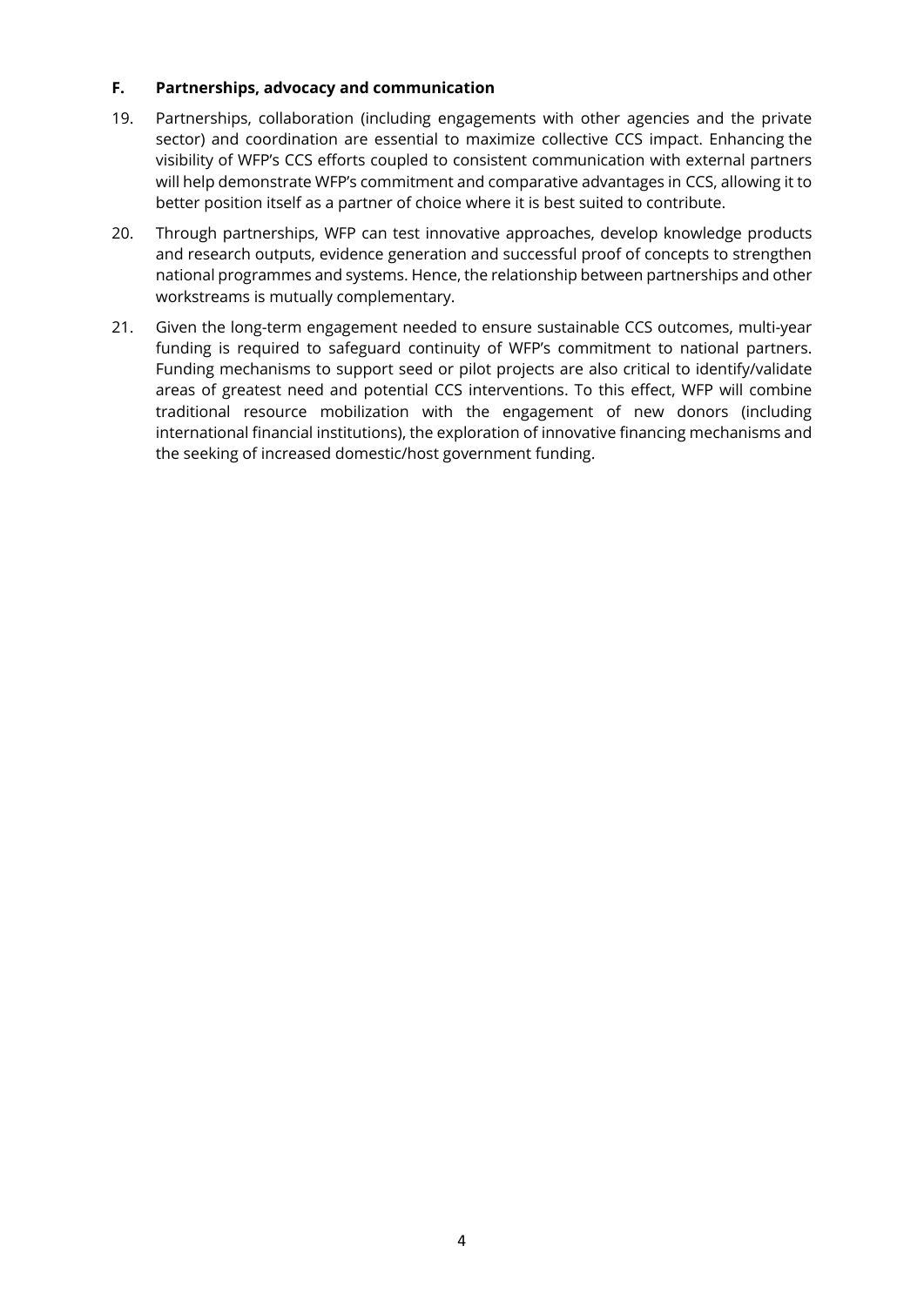### F. Partnerships, advocacy and communication

19. Partnerships, collaboration (including engagements with other agencies and the private sector) and coordination are essential to maximize collective CCS impact. Enhancing the visibility of WFP's CCS efforts coupled to consistent communication with external partners will help demonstrate WFP's commitment and comparative advantages in CCS, allowing it to better position itself as a partner of choice where it is best suited to contribute.

20. Through partnerships, WFP can test innovative approaches, develop knowledge products and research outputs, evidence generation and successful proof of concepts to strengthen national programmes and systems. Hence, the relationship between partnerships and other workstreams is mutually complementary.

21. Given the long-term engagement needed to ensure sustainable CCS outcomes, multi-year funding is required to safeguard continuity of WFP's commitment to national partners. Funding mechanisms to support seed or pilot projects are also critical to identify/validate areas of greatest need and potential CCS interventions. To this effect, WFP will combine traditional resource mobilization with the engagement of new donors (including international financial institutions), the exploration of innovative financing mechanisms and the seeking of increased domestic/host government funding.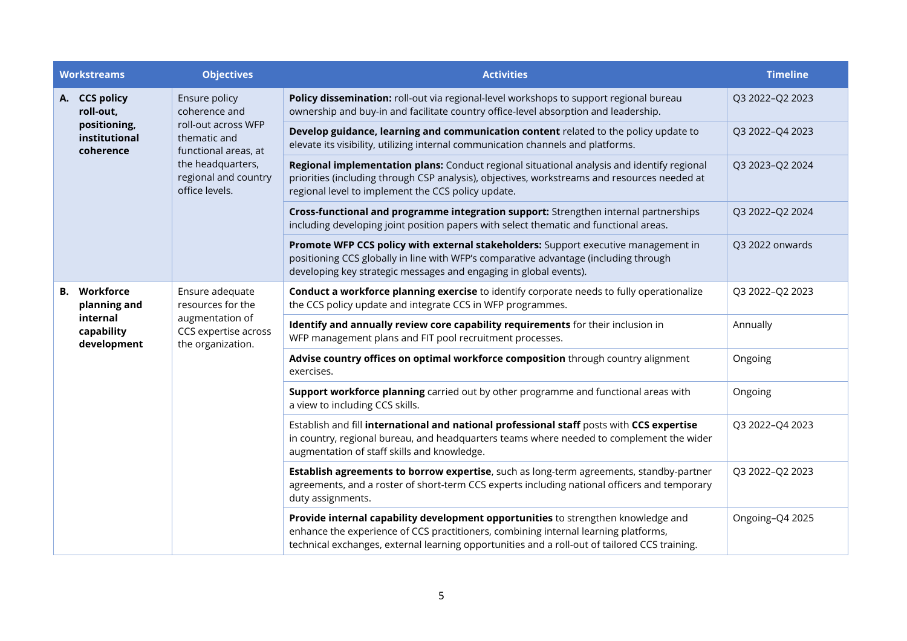| Workstreams | Objectives | Activities | Timeline |
|---|---|---|---|
| **A. CCS policy roll-out, positioning, institutional coherence** | Ensure policy coherence and roll-out across WFP thematic and functional areas, at the headquarters, regional and country office levels. | **Policy dissemination:** roll-out via regional-level workshops to support regional bureau ownership and buy-in and facilitate country office-level absorption and leadership. | Q3 2022–Q2 2023 |
| | | **Develop guidance, learning and communication content** related to the policy update to elevate its visibility, utilizing internal communication channels and platforms. | Q3 2022–Q4 2023 |
| | | **Regional implementation plans:** Conduct regional situational analysis and identify regional priorities (including through CSP analysis), objectives, workstreams and resources needed at regional level to implement the CCS policy update. | Q3 2023–Q2 2024 |
| | | **Cross-functional and programme integration support:** Strengthen internal partnerships including developing joint position papers with select thematic and functional areas. | Q3 2022–Q2 2024 |
| | | **Promote WFP CCS policy with external stakeholders:** Support executive management in positioning CCS globally in line with WFP's comparative advantage (including through developing key strategic messages and engaging in global events). | Q3 2022 onwards |
| **B. Workforce planning and internal capability development** | Ensure adequate resources for the augmentation of CCS expertise across the organization. | **Conduct a workforce planning exercise** to identify corporate needs to fully operationalize the CCS policy update and integrate CCS in WFP programmes. | Q3 2022–Q2 2023 |
| | | **Identify and annually review core capability requirements** for their inclusion in WFP management plans and FIT pool recruitment processes. | Annually |
| | | **Advise country offices on optimal workforce composition** through country alignment exercises. | Ongoing |
| | | **Support workforce planning** carried out by other programme and functional areas with a view to including CCS skills. | Ongoing |
| | | Establish and fill **international and national professional staff** posts with **CCS expertise** in country, regional bureau, and headquarters teams where needed to complement the wider augmentation of staff skills and knowledge. | Q3 2022–Q4 2023 |
| | | **Establish agreements to borrow expertise**, such as long-term agreements, standby-partner agreements, and a roster of short-term CCS experts including national officers and temporary duty assignments. | Q3 2022–Q2 2023 |
| | | **Provide internal capability development opportunities** to strengthen knowledge and enhance the experience of CCS practitioners, combining internal learning platforms, technical exchanges, external learning opportunities and a roll-out of tailored CCS training. | Ongoing–Q4 2025 |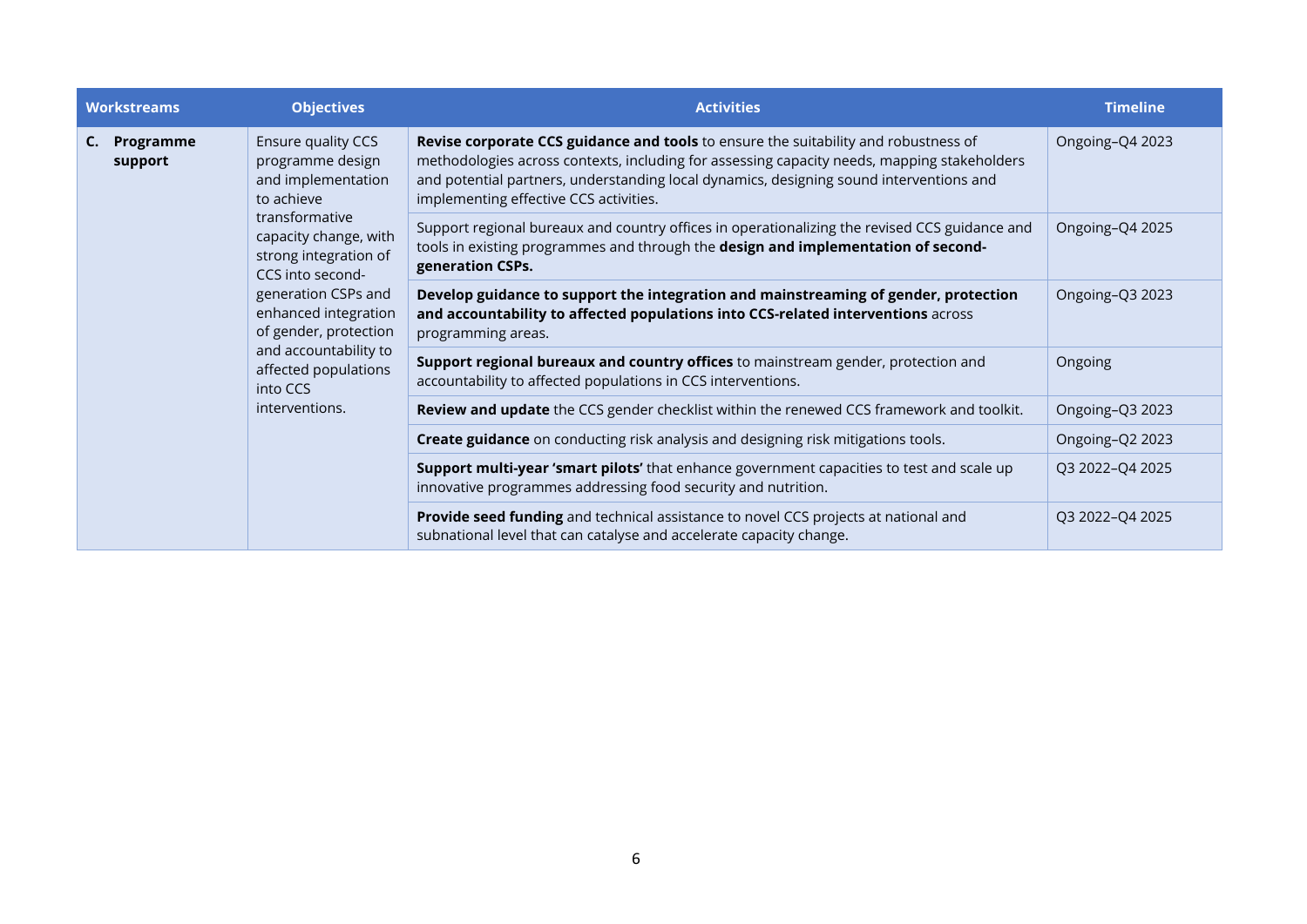| Workstreams | Objectives | Activities | Timeline |
|---|---|---|---|
| **C. Programme support** | Ensure quality CCS programme design and implementation to achieve transformative capacity change, with strong integration of CCS into second-generation CSPs and enhanced integration of gender, protection and accountability to affected populations into CCS interventions. | **Revise corporate CCS guidance and tools** to ensure the suitability and robustness of methodologies across contexts, including for assessing capacity needs, mapping stakeholders and potential partners, understanding local dynamics, designing sound interventions and implementing effective CCS activities. | Ongoing–Q4 2023 |
| | | Support regional bureaux and country offices in operationalizing the revised CCS guidance and tools in existing programmes and through the **design and implementation of second-generation CSPs.** | Ongoing–Q4 2025 |
| | | **Develop guidance to support the integration and mainstreaming of gender, protection and accountability to affected populations into CCS-related interventions** across programming areas. | Ongoing–Q3 2023 |
| | | **Support regional bureaux and country offices** to mainstream gender, protection and accountability to affected populations in CCS interventions. | Ongoing |
| | | **Review and update** the CCS gender checklist within the renewed CCS framework and toolkit. | Ongoing–Q3 2023 |
| | | **Create guidance** on conducting risk analysis and designing risk mitigations tools. | Ongoing–Q2 2023 |
| | | **Support multi-year 'smart pilots'** that enhance government capacities to test and scale up innovative programmes addressing food security and nutrition. | Q3 2022–Q4 2025 |
| | | **Provide seed funding** and technical assistance to novel CCS projects at national and subnational level that can catalyse and accelerate capacity change. | Q3 2022–Q4 2025 |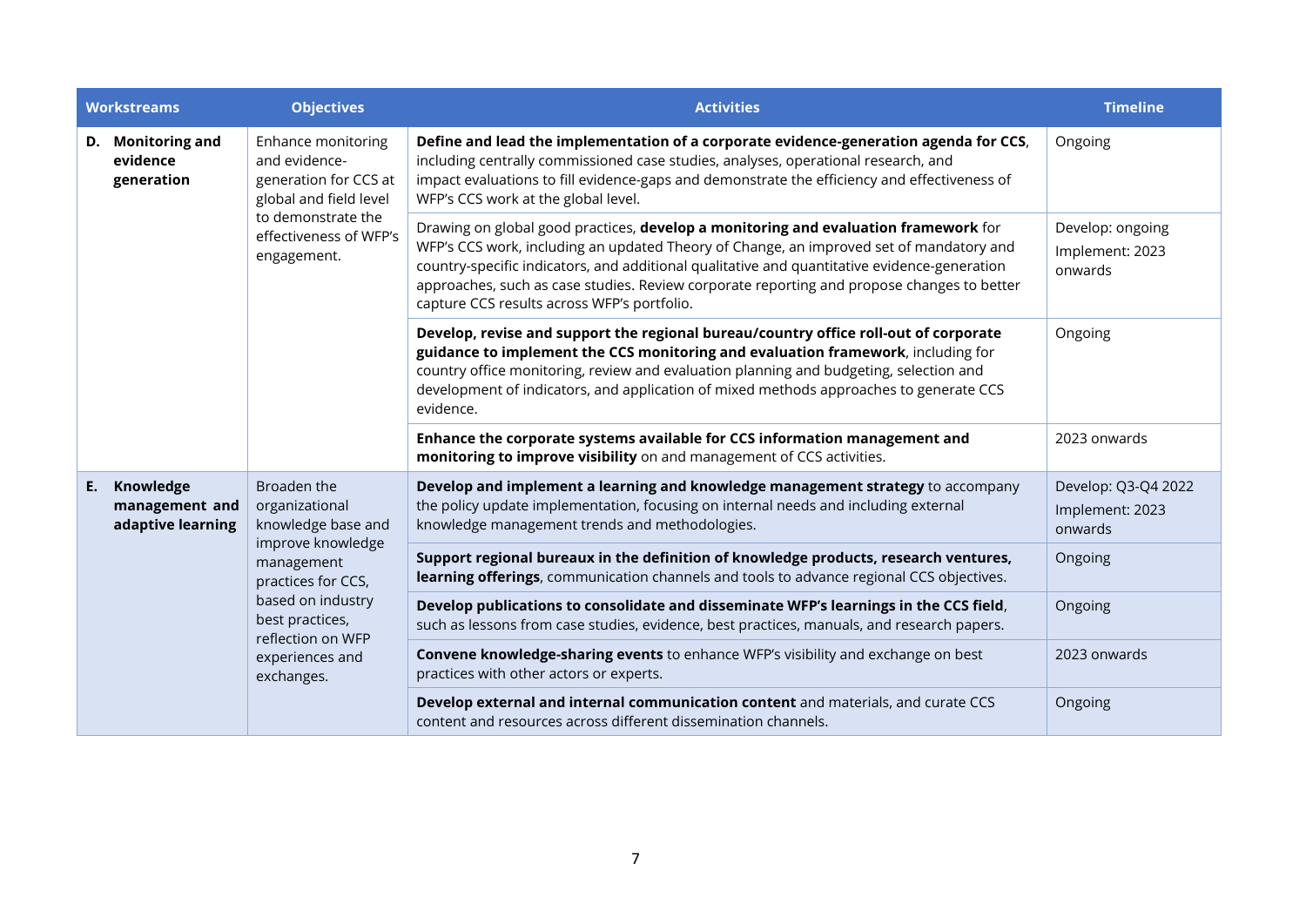| Workstreams | Objectives | Activities | Timeline |
|---|---|---|---|
| **D. Monitoring and evidence generation** | Enhance monitoring and evidence-generation for CCS at global and field level to demonstrate the effectiveness of WFP's engagement. | **Define and lead the implementation of a corporate evidence-generation agenda for CCS**, including centrally commissioned case studies, analyses, operational research, and impact evaluations to fill evidence-gaps and demonstrate the efficiency and effectiveness of WFP's CCS work at the global level. | Ongoing |
| | | Drawing on global good practices, **develop a monitoring and evaluation framework** for WFP's CCS work, including an updated Theory of Change, an improved set of mandatory and country-specific indicators, and additional qualitative and quantitative evidence-generation approaches, such as case studies. Review corporate reporting and propose changes to better capture CCS results across WFP's portfolio. | Develop: ongoing<br>Implement: 2023 onwards |
| | | **Develop, revise and support the regional bureau/country office roll-out of corporate guidance to implement the CCS monitoring and evaluation framework**, including for country office monitoring, review and evaluation planning and budgeting, selection and development of indicators, and application of mixed methods approaches to generate CCS evidence. | Ongoing |
| | | **Enhance the corporate systems available for CCS information management and monitoring to improve visibility** on and management of CCS activities. | 2023 onwards |
| **E. Knowledge management and adaptive learning** | Broaden the organizational knowledge base and improve knowledge management practices for CCS, based on industry best practices, reflection on WFP experiences and exchanges. | **Develop and implement a learning and knowledge management strategy** to accompany the policy update implementation, focusing on internal needs and including external knowledge management trends and methodologies. | Develop: Q3-Q4 2022<br>Implement: 2023 onwards |
| | | **Support regional bureaux in the definition of knowledge products, research ventures, learning offerings**, communication channels and tools to advance regional CCS objectives. | Ongoing |
| | | **Develop publications to consolidate and disseminate WFP's learnings in the CCS field**, such as lessons from case studies, evidence, best practices, manuals, and research papers. | Ongoing |
| | | **Convene knowledge-sharing events** to enhance WFP's visibility and exchange on best practices with other actors or experts. | 2023 onwards |
| | | **Develop external and internal communication content** and materials, and curate CCS content and resources across different dissemination channels. | Ongoing |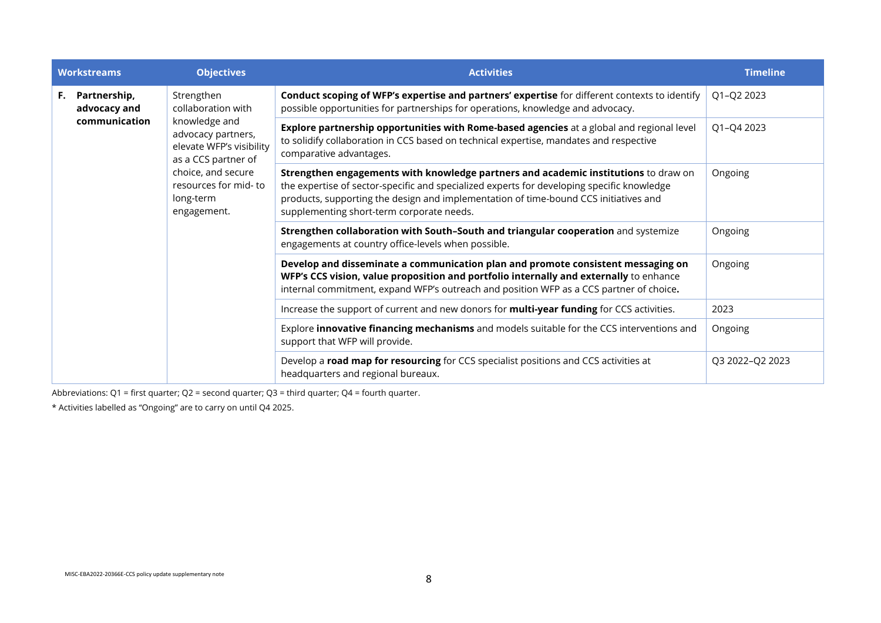| Workstreams | Objectives | Activities | Timeline |
| --- | --- | --- | --- |
| **F. Partnership, advocacy and communication** | Strengthen collaboration with knowledge and advocacy partners, elevate WFP's visibility as a CCS partner of choice, and secure resources for mid- to long-term engagement. | **Conduct scoping of WFP's expertise and partners' expertise** for different contexts to identify possible opportunities for partnerships for operations, knowledge and advocacy. | Q1–Q2 2023 |
| | | **Explore partnership opportunities with Rome-based agencies** at a global and regional level to solidify collaboration in CCS based on technical expertise, mandates and respective comparative advantages. | Q1–Q4 2023 |
| | | **Strengthen engagements with knowledge partners and academic institutions** to draw on the expertise of sector-specific and specialized experts for developing specific knowledge products, supporting the design and implementation of time-bound CCS initiatives and supplementing short-term corporate needs. | Ongoing |
| | | **Strengthen collaboration with South–South and triangular cooperation** and systemize engagements at country office-levels when possible. | Ongoing |
| | | **Develop and disseminate a communication plan and promote consistent messaging on WFP's CCS vision, value proposition and portfolio internally and externally** to enhance internal commitment, expand WFP's outreach and position WFP as a CCS partner of choice**.** | Ongoing |
| | | Increase the support of current and new donors for **multi-year funding** for CCS activities. | 2023 |
| | | Explore **innovative financing mechanisms** and models suitable for the CCS interventions and support that WFP will provide. | Ongoing |
| | | Develop a **road map for resourcing** for CCS specialist positions and CCS activities at headquarters and regional bureaux. | Q3 2022–Q2 2023 |

Abbreviations: Q1 = first quarter; Q2 = second quarter; Q3 = third quarter; Q4 = fourth quarter.

* Activities labelled as "Ongoing" are to carry on until Q4 2025.